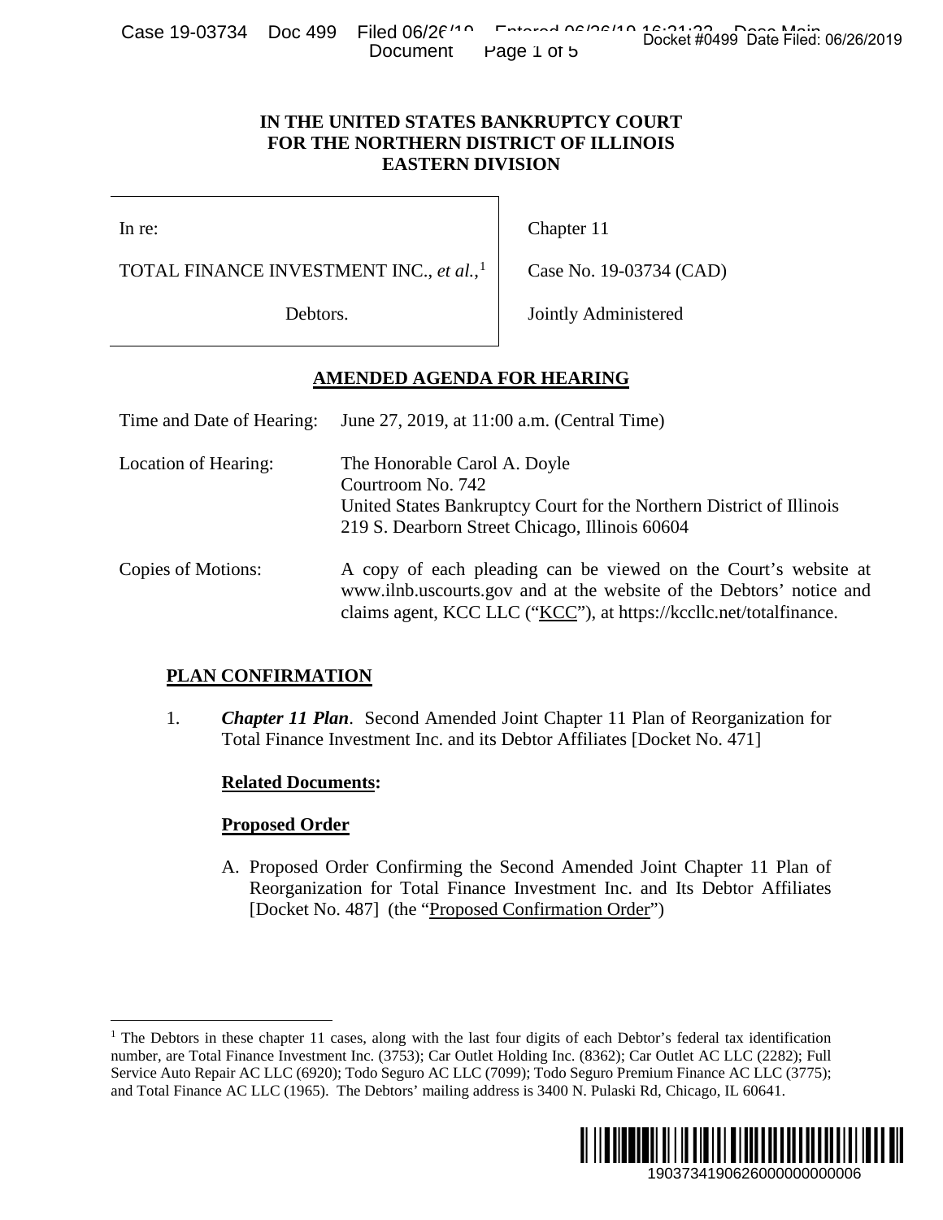# IN THE UNITED STATES BANKRUPTCY COURT FOR THE NORTHERN DISTRICT OF ILLINOIS EASTERN DIVISION

| | |
|---|---|
| In re: | Chapter 11 |
| TOTAL FINANCE INVESTMENT INC., *et al.*,[1] | Case No. 19-03734 (CAD) |
| Debtors. | Jointly Administered |

## AMENDED AGENDA FOR HEARING

| | |
|---|---|
| Time and Date of Hearing: | June 27, 2019, at 11:00 a.m. (Central Time) |
| Location of Hearing: | The Honorable Carol A. Doyle<br>Courtroom No. 742<br>United States Bankruptcy Court for the Northern District of Illinois<br>219 S. Dearborn Street Chicago, Illinois 60604 |
| Copies of Motions: | A copy of each pleading can be viewed on the Court's website at www.ilnb.uscourts.gov and at the website of the Debtors' notice and claims agent, KCC LLC ("KCC"), at https://kccllc.net/totalfinance. |

**PLAN CONFIRMATION**

1. ***Chapter 11 Plan***. Second Amended Joint Chapter 11 Plan of Reorganization for Total Finance Investment Inc. and its Debtor Affiliates [Docket No. 471]

   **Related Documents:**

   **Proposed Order**

   A. Proposed Order Confirming the Second Amended Joint Chapter 11 Plan of Reorganization for Total Finance Investment Inc. and Its Debtor Affiliates [Docket No. 487] (the "Proposed Confirmation Order")

[1] The Debtors in these chapter 11 cases, along with the last four digits of each Debtor's federal tax identification number, are Total Finance Investment Inc. (3753); Car Outlet Holding Inc. (8362); Car Outlet AC LLC (2282); Full Service Auto Repair AC LLC (6920); Todo Seguro AC LLC (7099); Todo Seguro Premium Finance AC LLC (3775); and Total Finance AC LLC (1965). The Debtors' mailing address is 3400 N. Pulaski Rd, Chicago, IL 60641.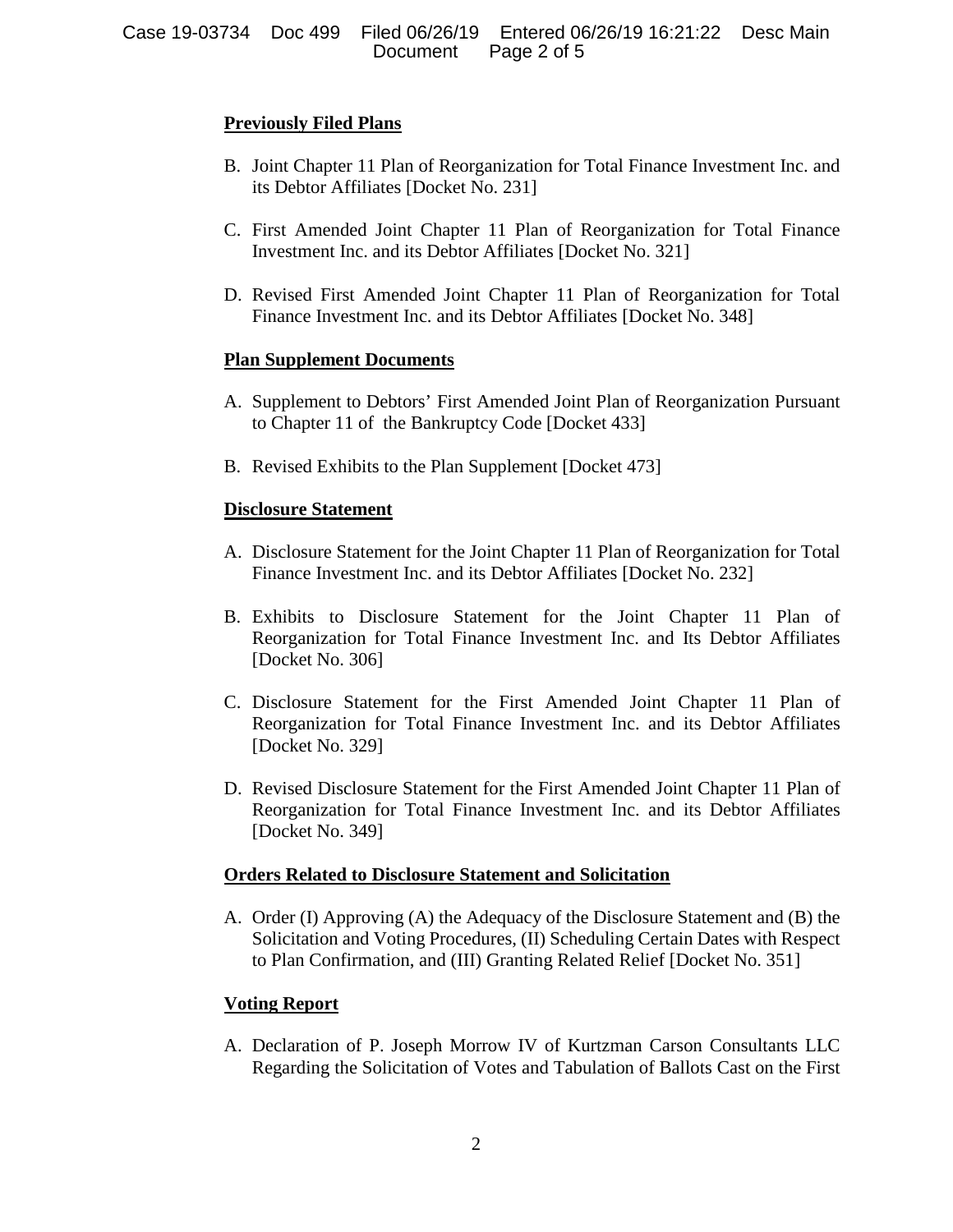**Previously Filed Plans**

B. Joint Chapter 11 Plan of Reorganization for Total Finance Investment Inc. and its Debtor Affiliates [Docket No. 231]

C. First Amended Joint Chapter 11 Plan of Reorganization for Total Finance Investment Inc. and its Debtor Affiliates [Docket No. 321]

D. Revised First Amended Joint Chapter 11 Plan of Reorganization for Total Finance Investment Inc. and its Debtor Affiliates [Docket No. 348]

**Plan Supplement Documents**

A. Supplement to Debtors' First Amended Joint Plan of Reorganization Pursuant to Chapter 11 of the Bankruptcy Code [Docket 433]

B. Revised Exhibits to the Plan Supplement [Docket 473]

**Disclosure Statement**

A. Disclosure Statement for the Joint Chapter 11 Plan of Reorganization for Total Finance Investment Inc. and its Debtor Affiliates [Docket No. 232]

B. Exhibits to Disclosure Statement for the Joint Chapter 11 Plan of Reorganization for Total Finance Investment Inc. and Its Debtor Affiliates [Docket No. 306]

C. Disclosure Statement for the First Amended Joint Chapter 11 Plan of Reorganization for Total Finance Investment Inc. and its Debtor Affiliates [Docket No. 329]

D. Revised Disclosure Statement for the First Amended Joint Chapter 11 Plan of Reorganization for Total Finance Investment Inc. and its Debtor Affiliates [Docket No. 349]

**Orders Related to Disclosure Statement and Solicitation**

A. Order (I) Approving (A) the Adequacy of the Disclosure Statement and (B) the Solicitation and Voting Procedures, (II) Scheduling Certain Dates with Respect to Plan Confirmation, and (III) Granting Related Relief [Docket No. 351]

**Voting Report**

A. Declaration of P. Joseph Morrow IV of Kurtzman Carson Consultants LLC Regarding the Solicitation of Votes and Tabulation of Ballots Cast on the First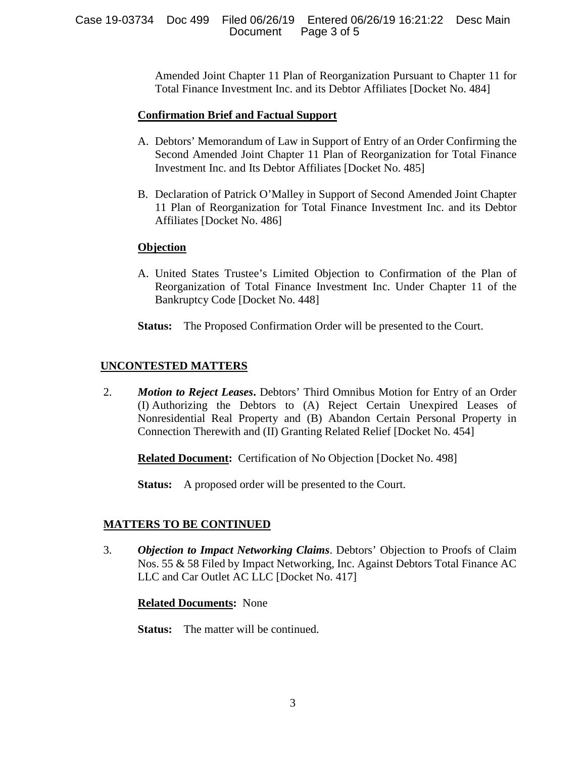Amended Joint Chapter 11 Plan of Reorganization Pursuant to Chapter 11 for Total Finance Investment Inc. and its Debtor Affiliates [Docket No. 484]

**Confirmation Brief and Factual Support**

A. Debtors' Memorandum of Law in Support of Entry of an Order Confirming the Second Amended Joint Chapter 11 Plan of Reorganization for Total Finance Investment Inc. and Its Debtor Affiliates [Docket No. 485]

B. Declaration of Patrick O'Malley in Support of Second Amended Joint Chapter 11 Plan of Reorganization for Total Finance Investment Inc. and its Debtor Affiliates [Docket No. 486]

**Objection**

A. United States Trustee's Limited Objection to Confirmation of the Plan of Reorganization of Total Finance Investment Inc. Under Chapter 11 of the Bankruptcy Code [Docket No. 448]

**Status:** The Proposed Confirmation Order will be presented to the Court.

## UNCONTESTED MATTERS

2. ***Motion to Reject Leases*.** Debtors' Third Omnibus Motion for Entry of an Order (I) Authorizing the Debtors to (A) Reject Certain Unexpired Leases of Nonresidential Real Property and (B) Abandon Certain Personal Property in Connection Therewith and (II) Granting Related Relief [Docket No. 454]

   **Related Document:** Certification of No Objection [Docket No. 498]

   **Status:** A proposed order will be presented to the Court.

## MATTERS TO BE CONTINUED

3. ***Objection to Impact Networking Claims*.** Debtors' Objection to Proofs of Claim Nos. 55 & 58 Filed by Impact Networking, Inc. Against Debtors Total Finance AC LLC and Car Outlet AC LLC [Docket No. 417]

   **Related Documents:** None

   **Status:** The matter will be continued.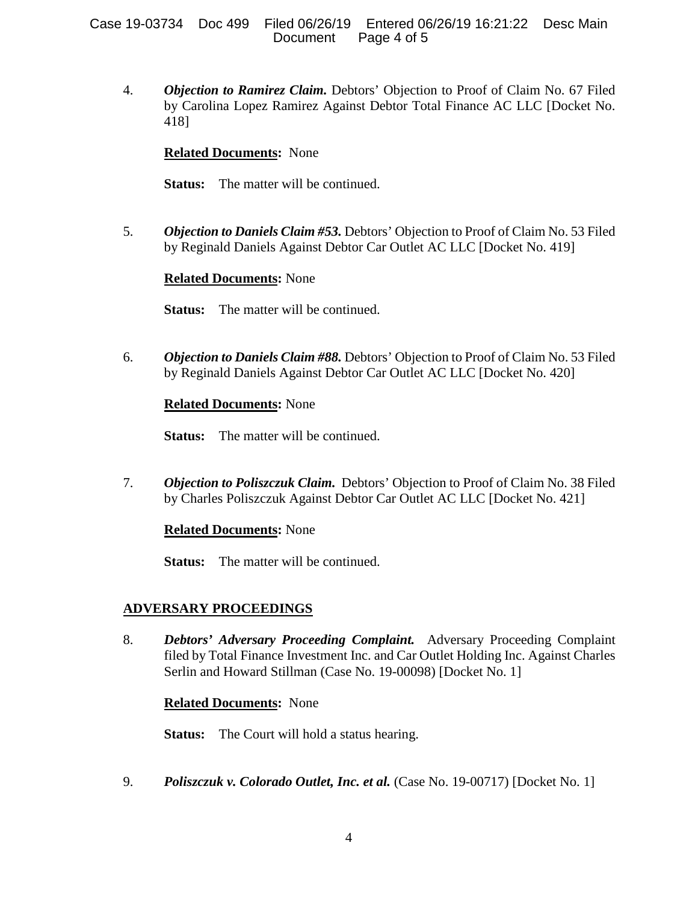4. ***Objection to Ramirez Claim.*** Debtors' Objection to Proof of Claim No. 67 Filed by Carolina Lopez Ramirez Against Debtor Total Finance AC LLC [Docket No. 418]

   **Related Documents:** None

   **Status:** The matter will be continued.

5. ***Objection to Daniels Claim #53.*** Debtors' Objection to Proof of Claim No. 53 Filed by Reginald Daniels Against Debtor Car Outlet AC LLC [Docket No. 419]

   **Related Documents:** None

   **Status:** The matter will be continued.

6. ***Objection to Daniels Claim #88.*** Debtors' Objection to Proof of Claim No. 53 Filed by Reginald Daniels Against Debtor Car Outlet AC LLC [Docket No. 420]

   **Related Documents:** None

   **Status:** The matter will be continued.

7. ***Objection to Poliszczuk Claim.*** Debtors' Objection to Proof of Claim No. 38 Filed by Charles Poliszczuk Against Debtor Car Outlet AC LLC [Docket No. 421]

   **Related Documents:** None

   **Status:** The matter will be continued.

## ADVERSARY PROCEEDINGS

8. ***Debtors' Adversary Proceeding Complaint.*** Adversary Proceeding Complaint filed by Total Finance Investment Inc. and Car Outlet Holding Inc. Against Charles Serlin and Howard Stillman (Case No. 19-00098) [Docket No. 1]

   **Related Documents:** None

   **Status:** The Court will hold a status hearing.

9. ***Poliszczuk v. Colorado Outlet, Inc. et al.*** (Case No. 19-00717) [Docket No. 1]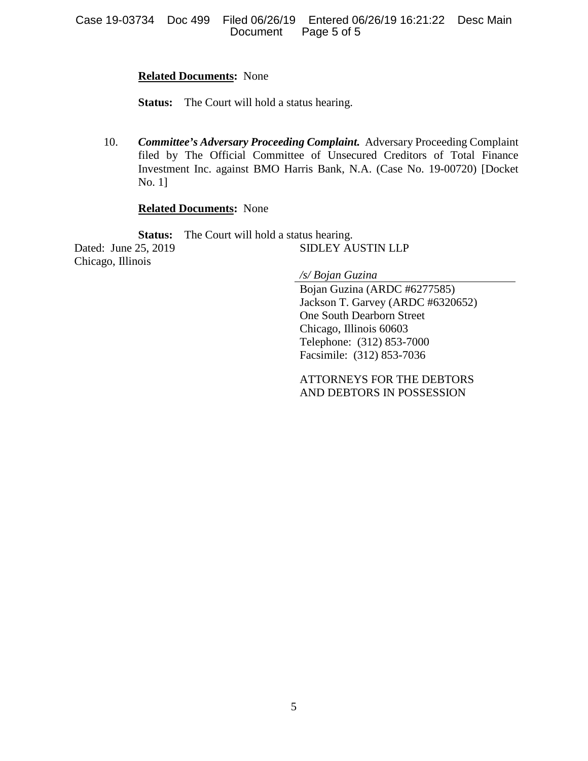**Related Documents:** None

**Status:** The Court will hold a status hearing.

10. ***Committee's Adversary Proceeding Complaint.*** Adversary Proceeding Complaint filed by The Official Committee of Unsecured Creditors of Total Finance Investment Inc. against BMO Harris Bank, N.A. (Case No. 19-00720) [Docket No. 1]

**Related Documents:** None

**Status:** The Court will hold a status hearing.

Dated: June 25, 2019
Chicago, Illinois

SIDLEY AUSTIN LLP

*/s/ Bojan Guzina*

Bojan Guzina (ARDC #6277585)
Jackson T. Garvey (ARDC #6320652)
One South Dearborn Street
Chicago, Illinois 60603
Telephone: (312) 853-7000
Facsimile: (312) 853-7036

ATTORNEYS FOR THE DEBTORS
AND DEBTORS IN POSSESSION